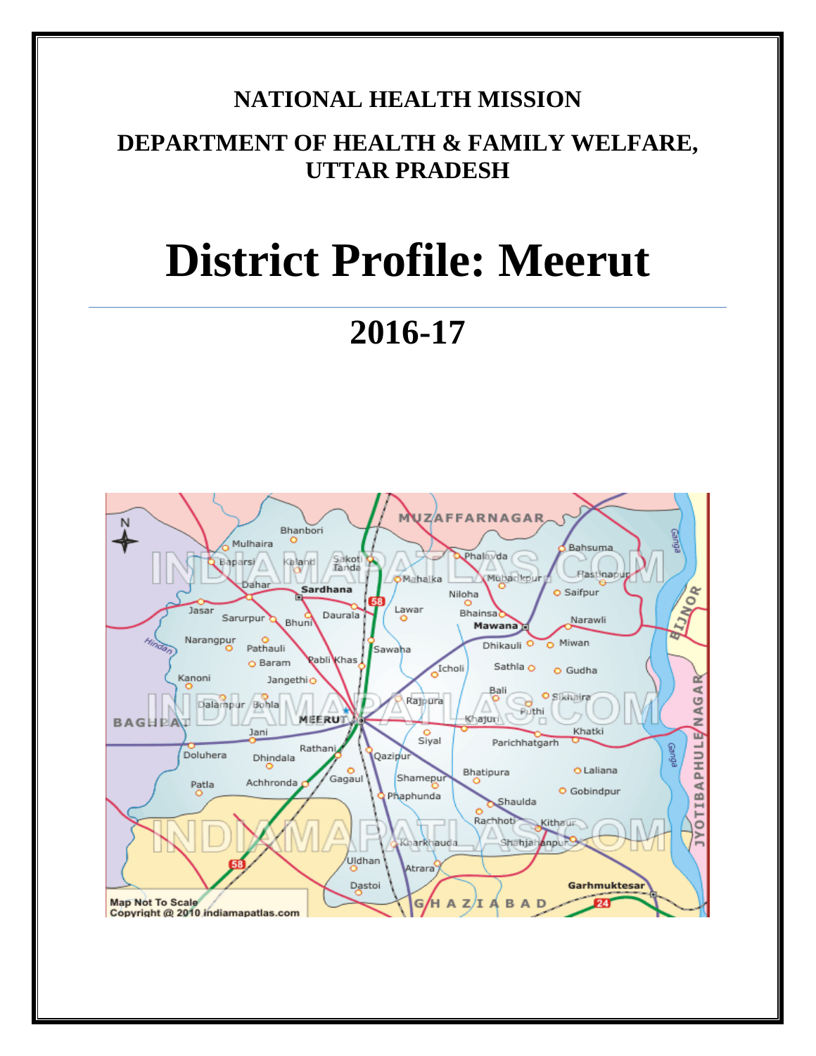**NATIONAL HEALTH MISSION**

**DEPARTMENT OF HEALTH & FAMILY WELFARE, UTTAR PRADESH**

# District Profile: Meerut

## 2016-17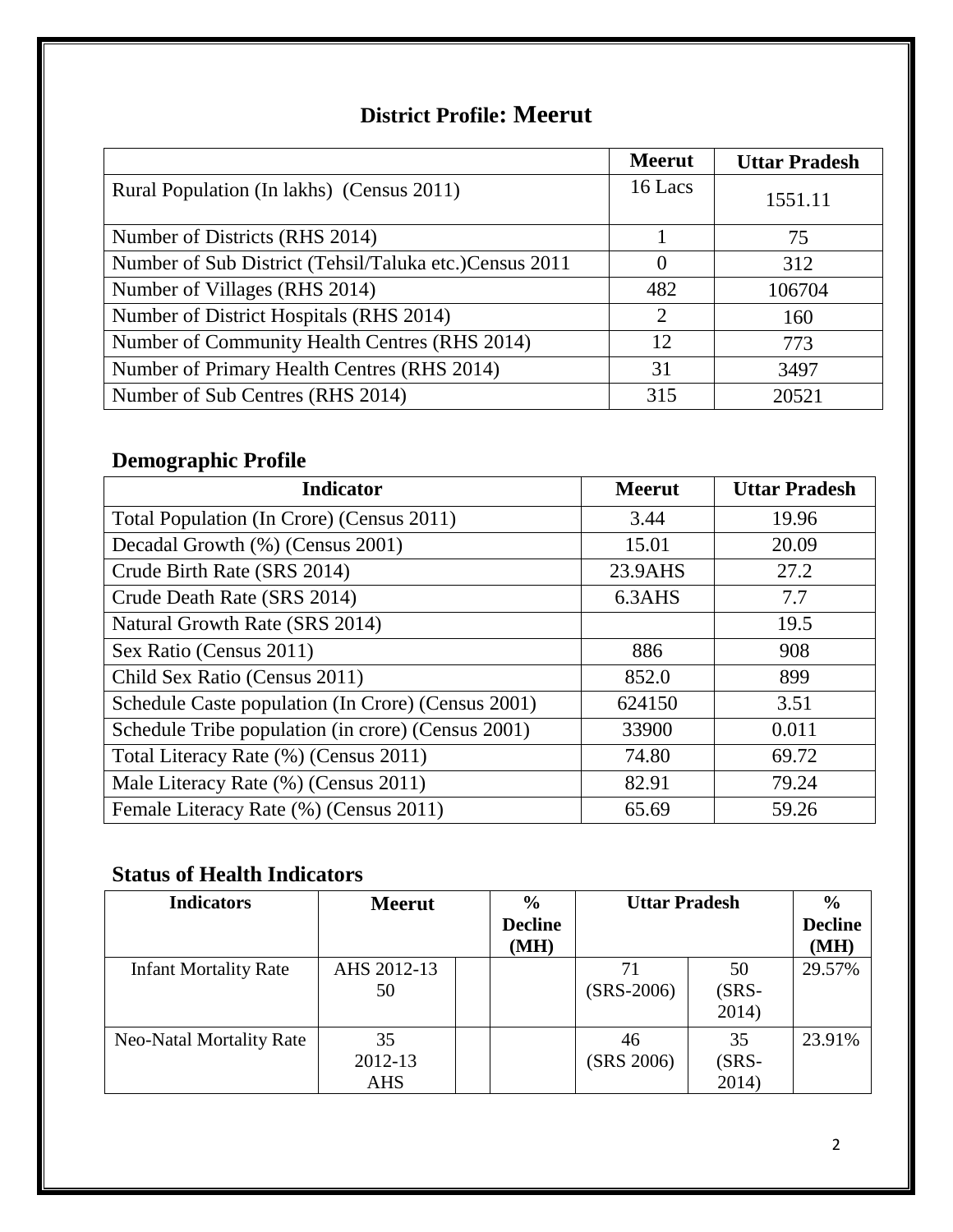# District Profile: Meerut

| | Meerut | Uttar Pradesh |
|---|---|---|
| Rural Population (In lakhs) (Census 2011) | 16 Lacs | 1551.11 |
| Number of Districts (RHS 2014) | 1 | 75 |
| Number of Sub District (Tehsil/Taluka etc.)Census 2011 | 0 | 312 |
| Number of Villages (RHS 2014) | 482 | 106704 |
| Number of District Hospitals (RHS 2014) | 2 | 160 |
| Number of Community Health Centres (RHS 2014) | 12 | 773 |
| Number of Primary Health Centres (RHS 2014) | 31 | 3497 |
| Number of Sub Centres (RHS 2014) | 315 | 20521 |

## Demographic Profile

| Indicator | Meerut | Uttar Pradesh |
|---|---|---|
| Total Population (In Crore) (Census 2011) | 3.44 | 19.96 |
| Decadal Growth (%) (Census 2001) | 15.01 | 20.09 |
| Crude Birth Rate (SRS 2014) | 23.9AHS | 27.2 |
| Crude Death Rate (SRS 2014) | 6.3AHS | 7.7 |
| Natural Growth Rate (SRS 2014) | | 19.5 |
| Sex Ratio (Census 2011) | 886 | 908 |
| Child Sex Ratio (Census 2011) | 852.0 | 899 |
| Schedule Caste population (In Crore) (Census 2001) | 624150 | 3.51 |
| Schedule Tribe population (in crore) (Census 2001) | 33900 | 0.011 |
| Total Literacy Rate (%) (Census 2011) | 74.80 | 69.72 |
| Male Literacy Rate (%) (Census 2011) | 82.91 | 79.24 |
| Female Literacy Rate (%) (Census 2011) | 65.69 | 59.26 |

## Status of Health Indicators

| Indicators | Meerut | | % Decline (MH) | Uttar Pradesh | | % Decline (MH) |
|---|---|---|---|---|---|---|
| Infant Mortality Rate | AHS 2012-13 50 | | | 71 (SRS-2006) | 50 (SRS-2014) | 29.57% |
| Neo-Natal Mortality Rate | 35 2012-13 AHS | | | 46 (SRS 2006) | 35 (SRS-2014) | 23.91% |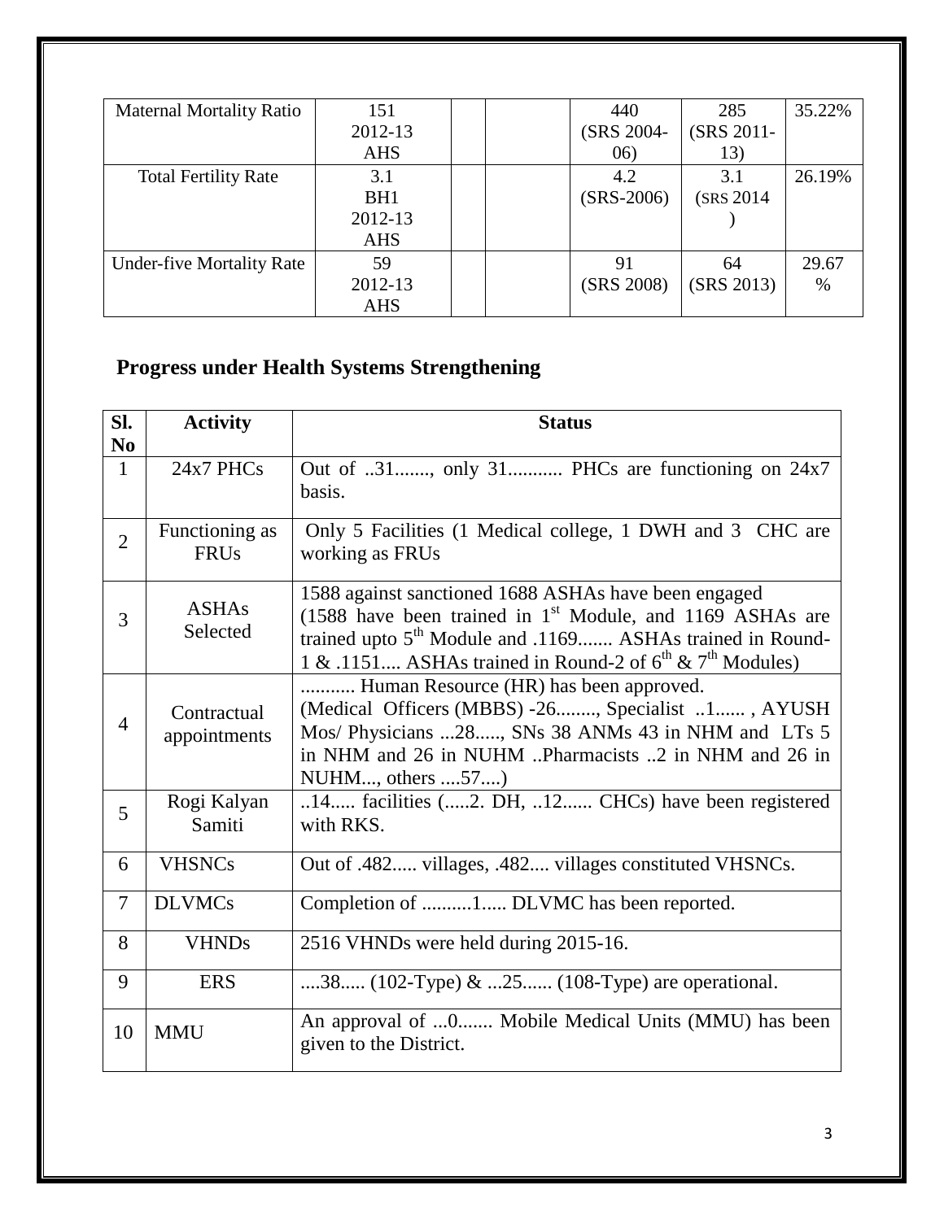| Maternal Mortality Ratio | 151<br>2012-13<br>AHS | | | 440<br>(SRS 2004-06) | 285<br>(SRS 2011-13) | 35.22% |
|---|---|---|---|---|---|---|
| Total Fertility Rate | 3.1<br>BH1<br>2012-13<br>AHS | | | 4.2<br>(SRS-2006) | 3.1<br>(SRS 2014) | 26.19% |
| Under-five Mortality Rate | 59<br>2012-13<br>AHS | | | 91<br>(SRS 2008) | 64<br>(SRS 2013) | 29.67 % |

## Progress under Health Systems Strengthening

| Sl. No | Activity | Status |
|---|---|---|
| 1 | 24x7 PHCs | Out of ..31......., only 31........... PHCs are functioning on 24x7 basis. |
| 2 | Functioning as FRUs | Only 5 Facilities (1 Medical college, 1 DWH and 3 CHC are working as FRUs |
| 3 | ASHAs Selected | 1588 against sanctioned 1688 ASHAs have been engaged (1588 have been trained in 1st Module, and 1169 ASHAs are trained upto 5th Module and .1169....... ASHAs trained in Round-1 & .1151.... ASHAs trained in Round-2 of 6th & 7th Modules) |
| 4 | Contractual appointments | ........... Human Resource (HR) has been approved. (Medical Officers (MBBS) -26........, Specialist ..1...... , AYUSH Mos/ Physicians ...28....., SNs 38 ANMs 43 in NHM and LTs 5 in NHM and 26 in NUHM ..Pharmacists ..2 in NHM and 26 in NUHM..., others ....57....) |
| 5 | Rogi Kalyan Samiti | ..14..... facilities (.....2. DH, ..12...... CHCs) have been registered with RKS. |
| 6 | VHSNCs | Out of .482..... villages, .482.... villages constituted VHSNCs. |
| 7 | DLVMCs | Completion of ..........1..... DLVMC has been reported. |
| 8 | VHNDs | 2516 VHNDs were held during 2015-16. |
| 9 | ERS | ....38..... (102-Type) & ...25...... (108-Type) are operational. |
| 10 | MMU | An approval of ...0....... Mobile Medical Units (MMU) has been given to the District. |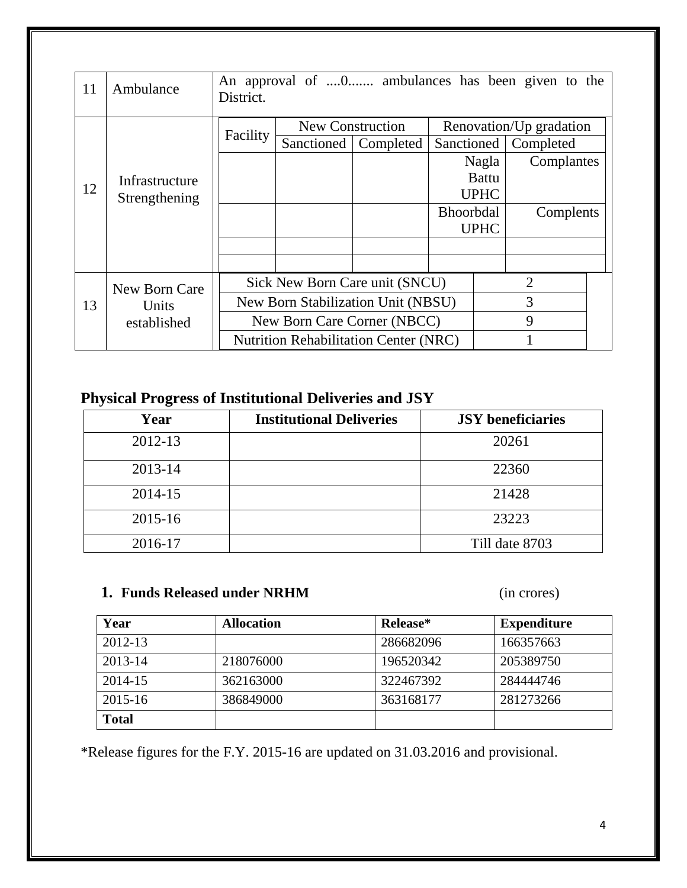| 11 | Ambulance | An approval of ....0....... ambulances has been given to the District. | | | | |
|---|---|---|---|---|---|---|
| 12 | Infrastructure Strengthening | Facility | New Construction | | Renovation/Up gradation | |
| | | | Sanctioned | Completed | Sanctioned | Completed |
| | | | | | Nagla Battu UPHC | Complantes |
| | | | | | Bhoorbdal UPHC | Complents |
| | | | | | | |
| | | | | | | |
| 13 | New Born Care Units established | Sick New Born Care unit (SNCU) | 2 | | | |
| | | New Born Stabilization Unit (NBSU) | 3 | | | |
| | | New Born Care Corner (NBCC) | 9 | | | |
| | | Nutrition Rehabilitation Center (NRC) | 1 | | | |

## Physical Progress of Institutional Deliveries and JSY

| Year | Institutional Deliveries | JSY beneficiaries |
|---|---|---|
| 2012-13 | | 20261 |
| 2013-14 | | 22360 |
| 2014-15 | | 21428 |
| 2015-16 | | 23223 |
| 2016-17 | | Till date 8703 |

### 1. Funds Released under NRHM (in crores)

| Year | Allocation | Release* | Expenditure |
|---|---|---|---|
| 2012-13 | | 286682096 | 166357663 |
| 2013-14 | 218076000 | 196520342 | 205389750 |
| 2014-15 | 362163000 | 322467392 | 284444746 |
| 2015-16 | 386849000 | 363168177 | 281273266 |
| **Total** | | | |

*Release figures for the F.Y. 2015-16 are updated on 31.03.2016 and provisional.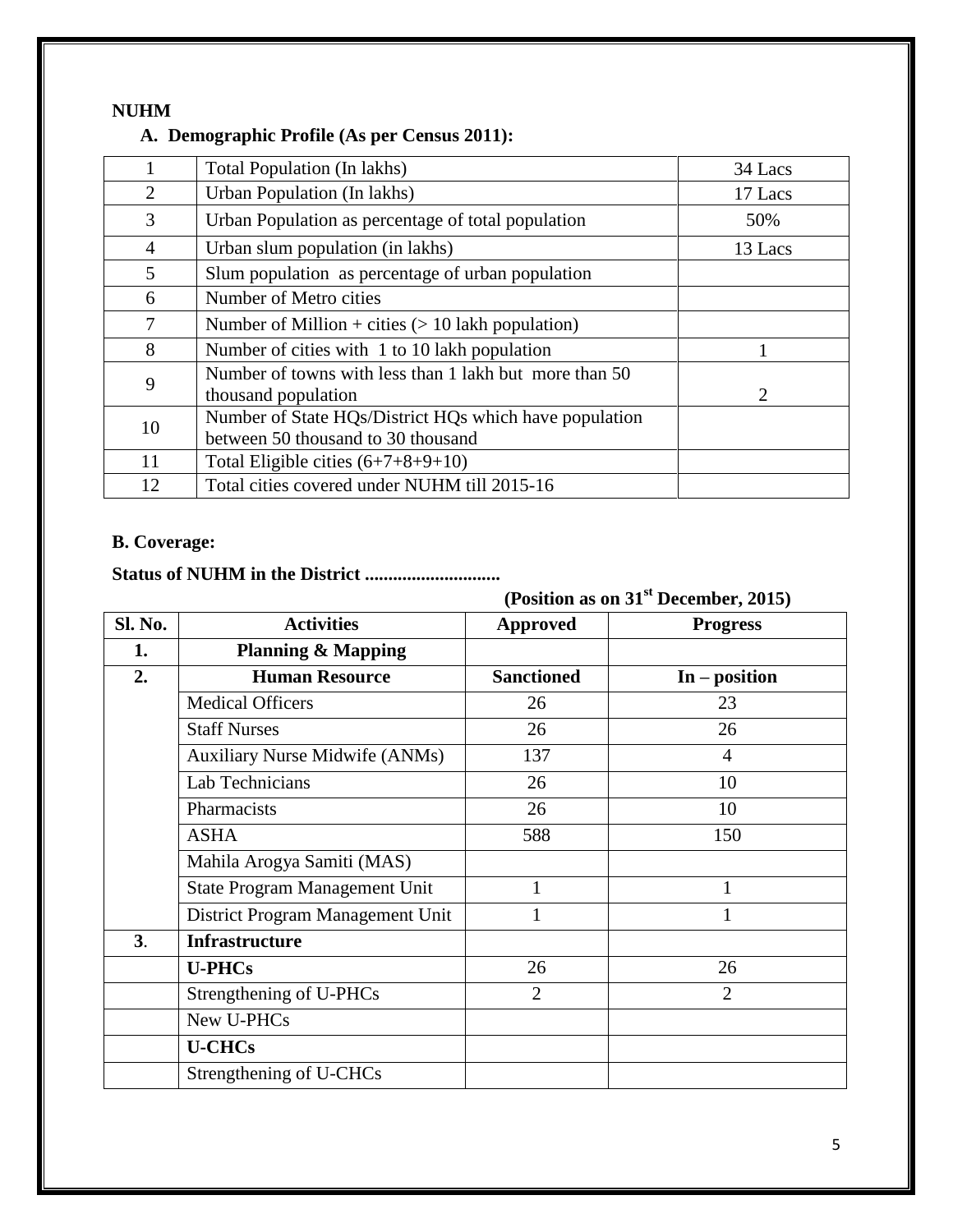**NUHM**

**A. Demographic Profile (As per Census 2011):**

| | | |
|---|---|---|
| 1 | Total Population (In lakhs) | 34 Lacs |
| 2 | Urban Population (In lakhs) | 17 Lacs |
| 3 | Urban Population as percentage of total population | 50% |
| 4 | Urban slum population (in lakhs) | 13 Lacs |
| 5 | Slum population as percentage of urban population | |
| 6 | Number of Metro cities | |
| 7 | Number of Million + cities (> 10 lakh population) | |
| 8 | Number of cities with 1 to 10 lakh population | 1 |
| 9 | Number of towns with less than 1 lakh but more than 50 thousand population | 2 |
| 10 | Number of State HQs/District HQs which have population between 50 thousand to 30 thousand | |
| 11 | Total Eligible cities (6+7+8+9+10) | |
| 12 | Total cities covered under NUHM till 2015-16 | |

**B. Coverage:**

**Status of NUHM in the District ............................**

**(Position as on 31st December, 2015)**

| Sl. No. | Activities | Approved | Progress |
|---|---|---|---|
| **1.** | **Planning & Mapping** | | |
| **2.** | **Human Resource** | **Sanctioned** | **In – position** |
| | Medical Officers | 26 | 23 |
| | Staff Nurses | 26 | 26 |
| | Auxiliary Nurse Midwife (ANMs) | 137 | 4 |
| | Lab Technicians | 26 | 10 |
| | Pharmacists | 26 | 10 |
| | ASHA | 588 | 150 |
| | Mahila Arogya Samiti (MAS) | | |
| | State Program Management Unit | 1 | 1 |
| | District Program Management Unit | 1 | 1 |
| **3**. | **Infrastructure** | | |
| | **U-PHCs** | 26 | 26 |
| | Strengthening of U-PHCs | 2 | 2 |
| | New U-PHCs | | |
| | **U-CHCs** | | |
| | Strengthening of U-CHCs | | |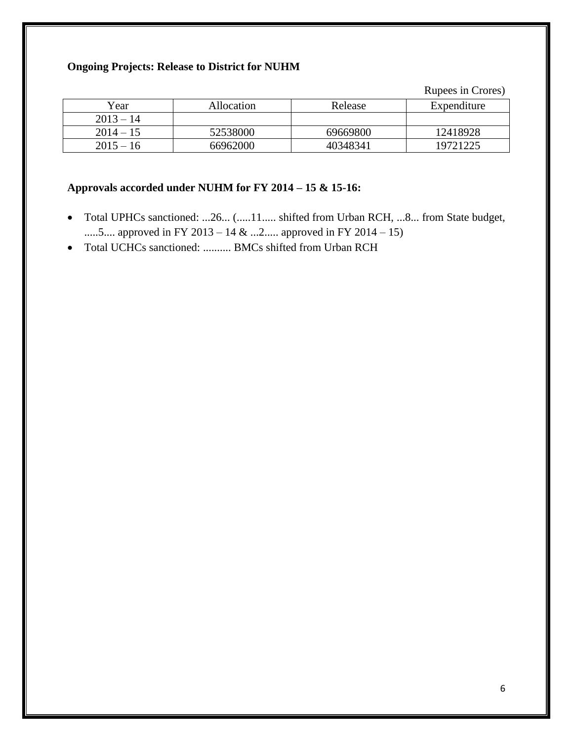**Ongoing Projects: Release to District for NUHM**

Rupees in Crores)

| Year | Allocation | Release | Expenditure |
|---|---|---|---|
| 2013 – 14 | | | |
| 2014 – 15 | 52538000 | 69669800 | 12418928 |
| 2015 – 16 | 66962000 | 40348341 | 19721225 |

**Approvals accorded under NUHM for FY 2014 – 15 & 15-16:**

- Total UPHCs sanctioned: ...26... (.....11..... shifted from Urban RCH, ...8... from State budget, .....5.... approved in FY 2013 – 14 & ...2..... approved in FY 2014 – 15)
- Total UCHCs sanctioned: .......... BMCs shifted from Urban RCH